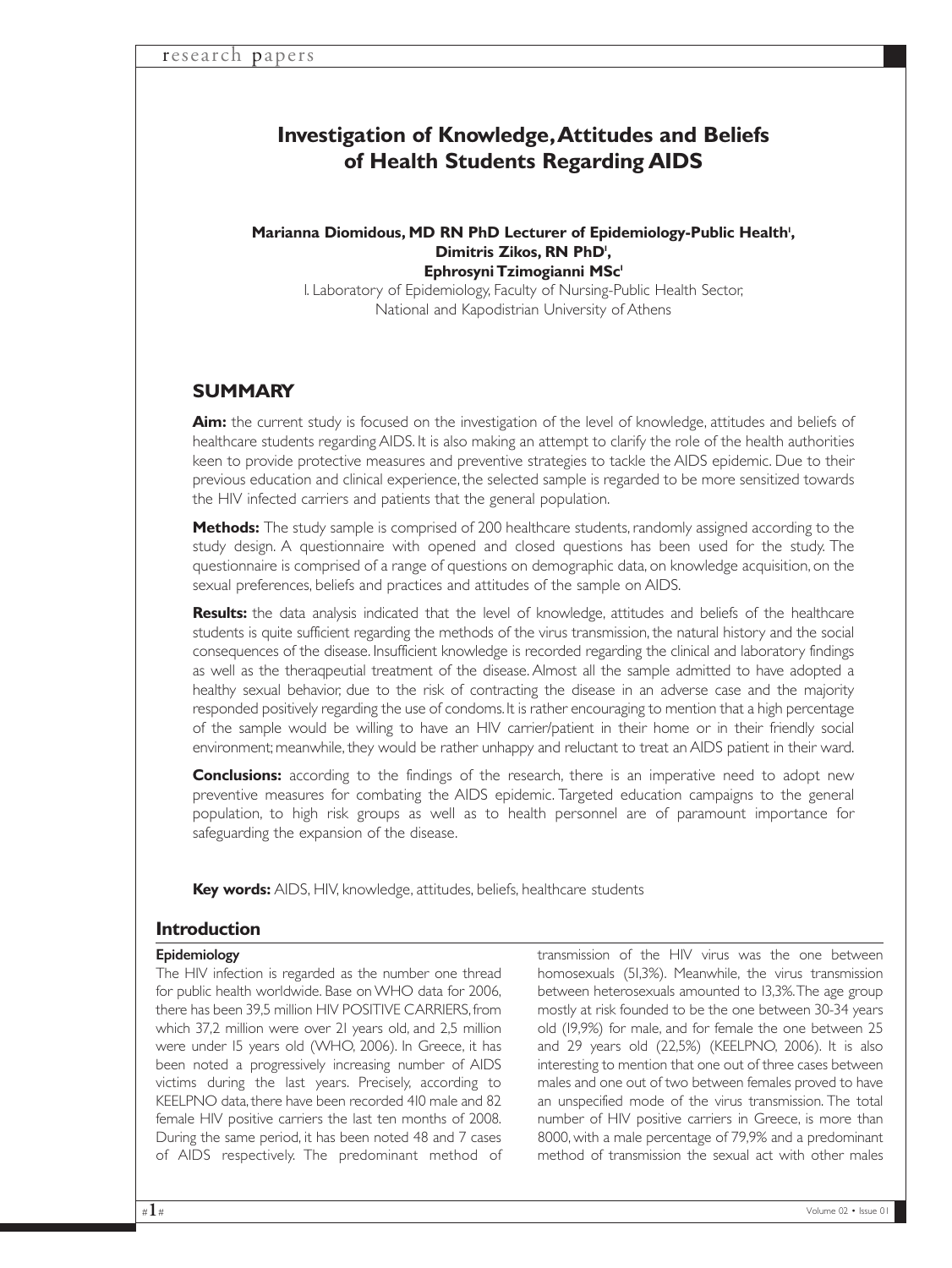# Investigation of Knowledge, Attitudes and Beliefs of Health Students Regarding AIDS

**Marianna Diomidous, MD RN PhD Lecturer of Epidemiology-Public Health[1], Dimitris Zikos, RN PhD[1], Ephrosyni Tzimogianni MSc[1]**

1. Laboratory of Epidemiology, Faculty of Nursing-Public Health Sector, National and Kapodistrian University of Athens

## SUMMARY

**Aim:** the current study is focused on the investigation of the level of knowledge, attitudes and beliefs of healthcare students regarding AIDS. It is also making an attempt to clarify the role of the health authorities keen to provide protective measures and preventive strategies to tackle the AIDS epidemic. Due to their previous education and clinical experience, the selected sample is regarded to be more sensitized towards the HIV infected carriers and patients that the general population.

**Methods:** The study sample is comprised of 200 healthcare students, randomly assigned according to the study design. A questionnaire with opened and closed questions has been used for the study. The questionnaire is comprised of a range of questions on demographic data, on knowledge acquisition, on the sexual preferences, beliefs and practices and attitudes of the sample on AIDS.

**Results:** the data analysis indicated that the level of knowledge, attitudes and beliefs of the healthcare students is quite sufficient regarding the methods of the virus transmission, the natural history and the social consequences of the disease. Insufficient knowledge is recorded regarding the clinical and laboratory findings as well as the theraqpeutial treatment of the disease. Almost all the sample admitted to have adopted a healthy sexual behavior, due to the risk of contracting the disease in an adverse case and the majority responded positively regarding the use of condoms. It is rather encouraging to mention that a high percentage of the sample would be willing to have an HIV carrier/patient in their home or in their friendly social environment; meanwhile, they would be rather unhappy and reluctant to treat an AIDS patient in their ward.

**Conclusions:** according to the findings of the research, there is an imperative need to adopt new preventive measures for combating the AIDS epidemic. Targeted education campaigns to the general population, to high risk groups as well as to health personnel are of paramount importance for safeguarding the expansion of the disease.

**Key words:** AIDS, HIV, knowledge, attitudes, beliefs, healthcare students

## Introduction

### Epidemiology

The HIV infection is regarded as the number one thread for public health worldwide. Base on WHO data for 2006, there has been 39,5 million HIV POSITIVE CARRIERS, from which 37,2 million were over 21 years old, and 2,5 million were under 15 years old (WHO, 2006). In Greece, it has been noted a progressively increasing number of AIDS victims during the last years. Precisely, according to KEELPNO data, there have been recorded 410 male and 82 female HIV positive carriers the last ten months of 2008. During the same period, it has been noted 48 and 7 cases of AIDS respectively. The predominant method of transmission of the HIV virus was the one between homosexuals (51,3%). Meanwhile, the virus transmission between heterosexuals amounted to 13,3%. The age group mostly at risk founded to be the one between 30-34 years old (19,9%) for male, and for female the one between 25 and 29 years old (22,5%) (KEELPNO, 2006). It is also interesting to mention that one out of three cases between males and one out of two between females proved to have an unspecified mode of the virus transmission. The total number of HIV positive carriers in Greece, is more than 8000, with a male percentage of 79,9% and a predominant method of transmission the sexual act with other males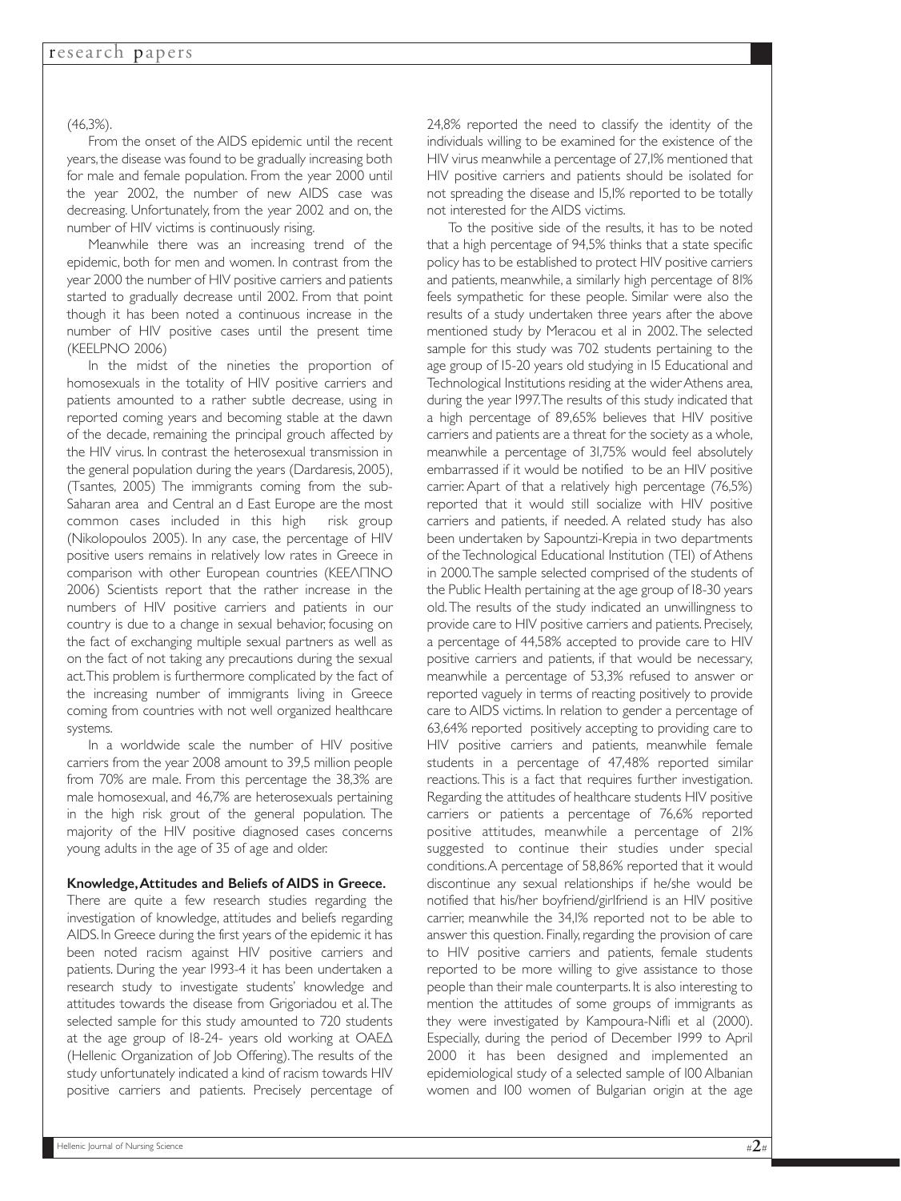(46,3%).

From the onset of the AIDS epidemic until the recent years, the disease was found to be gradually increasing both for male and female population. From the year 2000 until the year 2002, the number of new AIDS case was decreasing. Unfortunately, from the year 2002 and on, the number of HIV victims is continuously rising.

Meanwhile there was an increasing trend of the epidemic, both for men and women. In contrast from the year 2000 the number of HIV positive carriers and patients started to gradually decrease until 2002. From that point though it has been noted a continuous increase in the number of HIV positive cases until the present time (KEELPNO 2006)

In the midst of the nineties the proportion of homosexuals in the totality of HIV positive carriers and patients amounted to a rather subtle decrease, using in reported coming years and becoming stable at the dawn of the decade, remaining the principal grouch affected by the HIV virus. In contrast the heterosexual transmission in the general population during the years (Dardaresis, 2005), (Tsantes, 2005) The immigrants coming from the sub-Saharan area and Central an d East Europe are the most common cases included in this high risk group (Nikolopoulos 2005). In any case, the percentage of HIV positive users remains in relatively low rates in Greece in comparison with other European countries (ΚΕΕΛΠΝΟ 2006) Scientists report that the rather increase in the numbers of HIV positive carriers and patients in our country is due to a change in sexual behavior, focusing on the fact of exchanging multiple sexual partners as well as on the fact of not taking any precautions during the sexual act. This problem is furthermore complicated by the fact of the increasing number of immigrants living in Greece coming from countries with not well organized healthcare systems.

In a worldwide scale the number of HIV positive carriers from the year 2008 amount to 39,5 million people from 70% are male. From this percentage the 38,3% are male homosexual, and 46,7% are heterosexuals pertaining in the high risk grout of the general population. The majority of the HIV positive diagnosed cases concerns young adults in the age of 35 of age and older.

**Knowledge, Attitudes and Beliefs of AIDS in Greece.**

There are quite a few research studies regarding the investigation of knowledge, attitudes and beliefs regarding AIDS. In Greece during the first years of the epidemic it has been noted racism against HIV positive carriers and patients. During the year 1993-4 it has been undertaken a research study to investigate students' knowledge and attitudes towards the disease from Grigoriadou et al. The selected sample for this study amounted to 720 students at the age group of 18-24- years old working at ΟΑΕΔ (Hellenic Organization of Job Offering). The results of the study unfortunately indicated a kind of racism towards HIV positive carriers and patients. Precisely percentage of 24,8% reported the need to classify the identity of the individuals willing to be examined for the existence of the HIV virus meanwhile a percentage of 27,1% mentioned that HIV positive carriers and patients should be isolated for not spreading the disease and 15,1% reported to be totally not interested for the AIDS victims.

To the positive side of the results, it has to be noted that a high percentage of 94,5% thinks that a state specific policy has to be established to protect HIV positive carriers and patients, meanwhile, a similarly high percentage of 81% feels sympathetic for these people. Similar were also the results of a study undertaken three years after the above mentioned study by Meracou et al in 2002. The selected sample for this study was 702 students pertaining to the age group of 15-20 years old studying in 15 Educational and Technological Institutions residing at the wider Athens area, during the year 1997. The results of this study indicated that a high percentage of 89,65% believes that HIV positive carriers and patients are a threat for the society as a whole, meanwhile a percentage of 31,75% would feel absolutely embarrassed if it would be notified to be an HIV positive carrier. Apart of that a relatively high percentage (76,5%) reported that it would still socialize with HIV positive carriers and patients, if needed. A related study has also been undertaken by Sapountzi-Krepia in two departments of the Technological Educational Institution (TEI) of Athens in 2000. The sample selected comprised of the students of the Public Health pertaining at the age group of 18-30 years old. The results of the study indicated an unwillingness to provide care to HIV positive carriers and patients. Precisely, a percentage of 44,58% accepted to provide care to HIV positive carriers and patients, if that would be necessary, meanwhile a percentage of 53,3% refused to answer or reported vaguely in terms of reacting positively to provide care to AIDS victims. In relation to gender a percentage of 63,64% reported positively accepting to providing care to HIV positive carriers and patients, meanwhile female students in a percentage of 47,48% reported similar reactions. This is a fact that requires further investigation. Regarding the attitudes of healthcare students HIV positive carriers or patients a percentage of 76,6% reported positive attitudes, meanwhile a percentage of 21% suggested to continue their studies under special conditions. A percentage of 58,86% reported that it would discontinue any sexual relationships if he/she would be notified that his/her boyfriend/girlfriend is an HIV positive carrier, meanwhile the 34,1% reported not to be able to answer this question. Finally, regarding the provision of care to HIV positive carriers and patients, female students reported to be more willing to give assistance to those people than their male counterparts. It is also interesting to mention the attitudes of some groups of immigrants as they were investigated by Kampoura-Nifli et al (2000). Especially, during the period of December 1999 to April 2000 it has been designed and implemented an epidemiological study of a selected sample of 100 Albanian women and 100 women of Bulgarian origin at the age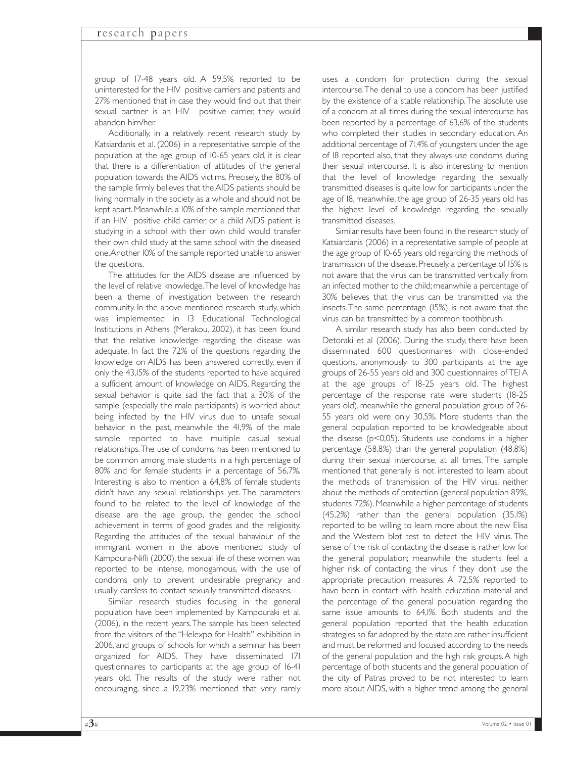group of 17-48 years old. A 59,5% reported to be uninterested for the HIV positive carriers and patients and 27% mentioned that in case they would find out that their sexual partner is an HIV positive carrier, they would abandon him/her.

Additionally, in a relatively recent research study by Katsiardanis et al. (2006) in a representative sample of the population at the age group of 10-65 years old, it is clear that there is a differentiation of attitudes of the general population towards the AIDS victims. Precisely, the 80% of the sample firmly believes that the AIDS patients should be living normally in the society as a whole and should not be kept apart. Meanwhile, a 10% of the sample mentioned that if an HIV positive child carrier, or a child AIDS patient is studying in a school with their own child would transfer their own child study at the same school with the diseased one. Another 10% of the sample reported unable to answer the questions.

The attitudes for the AIDS disease are influenced by the level of relative knowledge. The level of knowledge has been a theme of investigation between the research community. In the above mentioned research study, which was implemented in 13 Educational Technological Institutions in Athens (Merakou, 2002), it has been found that the relative knowledge regarding the disease was adequate. In fact the 72% of the questions regarding the knowledge on AIDS has been answered correctly, even if only the 43,15% of the students reported to have acquired a sufficient amount of knowledge on AIDS. Regarding the sexual behavior is quite sad the fact that a 30% of the sample (especially the male participants) is worried about being infected by the HIV virus due to unsafe sexual behavior in the past, meanwhile the 41,9% of the male sample reported to have multiple casual sexual relationships. The use of condoms has been mentioned to be common among male students in a high percentage of 80% and for female students in a percentage of 56,7%. Interesting is also to mention a 64,8% of female students didn't have any sexual relationships yet. The parameters found to be related to the level of knowledge of the disease are the age group, the gender, the school achievement in terms of good grades and the religiosity. Regarding the attitudes of the sexual bahaviour of the immigrant women in the above mentioned study of Kampoura-Nifli (2000), the sexual life of these women was reported to be intense, monogamous, with the use of condoms only to prevent undesirable pregnancy and usually careless to contact sexually transmitted diseases.

Similar research studies focusing in the general population have been implemented by Kampouraki et al. (2006), in the recent years. The sample has been selected from the visitors of the "Helexpo for Health" exhibition in 2006, and groups of schools for which a seminar has been organized for AIDS. They have disseminated 171 questionnaires to participants at the age group of 16-41 years old. The results of the study were rather not encouraging, since a 19,23% mentioned that very rarely uses a condom for protection during the sexual intercourse. The denial to use a condom has been justified by the existence of a stable relationship. The absolute use of a condom at all times during the sexual intercourse has been reported by a percentage of 63,6% of the students who completed their studies in secondary education. An additional percentage of 71,4% of youngsters under the age of 18 reported also, that they always use condoms during their sexual intercourse. It is also interesting to mention that the level of knowledge regarding the sexually transmitted diseases is quite low for participants under the age of 18, meanwhile, the age group of 26-35 years old has the highest level of knowledge regarding the sexually transmitted diseases.

Similar results have been found in the research study of Katsiardanis (2006) in a representative sample of people at the age group of 10-65 years old regarding the methods of transmission of the disease. Precisely, a percentage of 15% is not aware that the virus can be transmitted vertically from an infected mother to the child; meanwhile a percentage of 30% believes that the virus can be transmitted via the insects. The same percentage (15%) is not aware that the virus can be transmitted by a common toothbrush.

A similar research study has also been conducted by Detoraki et al (2006). During the study, there have been disseminated 600 questionnaires with close-ended questions, anonymously to 300 participants at the age groups of 26-55 years old and 300 questionnaires of TEI A at the age groups of 18-25 years old. The highest percentage of the response rate were students (18-25 years old), meanwhile the general population group of 26-55 years old were only 30,5%. More students than the general population reported to be knowledgeable about the disease ($p<0,05$). Students use condoms in a higher percentage (58,8%) than the general population (48,8%) during their sexual intercourse, at all times. The sample mentioned that generally is not interested to learn about the methods of transmission of the HIV virus, neither about the methods of protection (general population 89%, students 72%). Meanwhile a higher percentage of students (45,2%) rather than the general population (35,1%) reported to be willing to learn more about the new Elisa and the Western blot test to detect the HIV virus. The sense of the risk of contacting the disease is rather low for the general population; meanwhile the students feel a higher risk of contacting the virus if they don't use the appropriate precaution measures. A 72,5% reported to have been in contact with health education material and the percentage of the general population regarding the same issue amounts to 64,1%. Both students and the general population reported that the health education strategies so far adopted by the state are rather insufficient and must be reformed and focused according to the needs of the general population and the high risk groups. A high percentage of both students and the general population of the city of Patras proved to be not interested to learn more about AIDS, with a higher trend among the general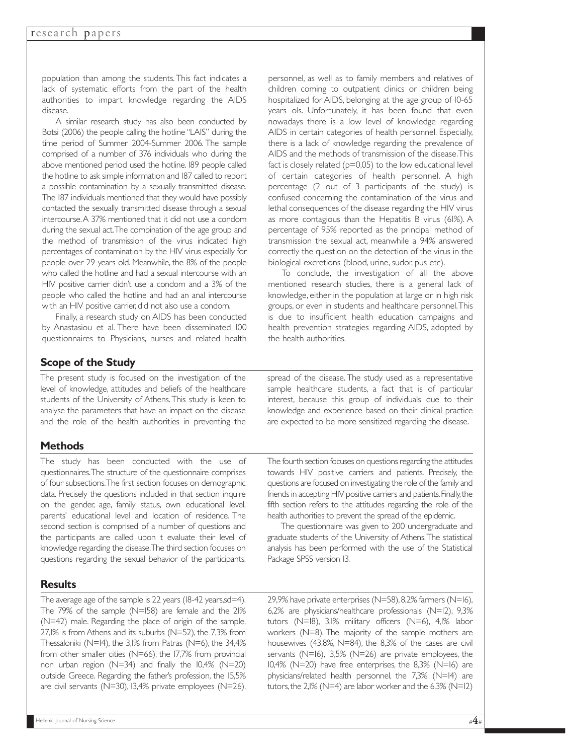population than among the students. This fact indicates a lack of systematic efforts from the part of the health authorities to impart knowledge regarding the AIDS disease.

A similar research study has also been conducted by Botsi (2006) the people calling the hotline "LAIS" during the time period of Summer 2004-Summer 2006. The sample comprised of a number of 376 individuals who during the above mentioned period used the hotline. 189 people called the hotline to ask simple information and 187 called to report a possible contamination by a sexually transmitted disease. The 187 individuals mentioned that they would have possibly contacted the sexually transmitted disease through a sexual intercourse. A 37% mentioned that it did not use a condom during the sexual act. The combination of the age group and the method of transmission of the virus indicated high percentages of contamination by the HIV virus especially for people over 29 years old. Meanwhile, the 8% of the people who called the hotline and had a sexual intercourse with an HIV positive carrier didn't use a condom and a 3% of the people who called the hotline and had an anal intercourse with an HIV positive carrier, did not also use a condom.

Finally, a research study on AIDS has been conducted by Anastasiou et al. There have been disseminated 100 questionnaires to Physicians, nurses and related health personnel, as well as to family members and relatives of children coming to outpatient clinics or children being hospitalized for AIDS, belonging at the age group of 10-65 years ols. Unfortunately, it has been found that even nowadays there is a low level of knowledge regarding AIDS in certain categories of health personnel. Especially, there is a lack of knowledge regarding the prevalence of AIDS and the methods of transmission of the disease. This fact is closely related ($p=0,05$) to the low educational level of certain categories of health personnel. A high percentage (2 out of 3 participants of the study) is confused concerning the contamination of the virus and lethal consequences of the disease regarding the HIV virus as more contagious than the Hepatitis B virus (61%). A percentage of 95% reported as the principal method of transmission the sexual act, meanwhile a 94% answered correctly the question on the detection of the virus in the biological excretions (blood, urine, sudor, pus etc).

To conclude, the investigation of all the above mentioned research studies, there is a general lack of knowledge, either in the population at large or in high risk groups, or even in students and healthcare personnel. This is due to insufficient health education campaigns and health prevention strategies regarding AIDS, adopted by the health authorities.

## Scope of the Study

The present study is focused on the investigation of the level of knowledge, attitudes and beliefs of the healthcare students of the University of Athens. This study is keen to analyse the parameters that have an impact on the disease and the role of the health authorities in preventing the spread of the disease. The study used as a representative sample healthcare students, a fact that is of particular interest, because this group of individuals due to their knowledge and experience based on their clinical practice are expected to be more sensitized regarding the disease.

## Methods

The study has been conducted with the use of questionnaires. The structure of the questionnaire comprises of four subsections. The first section focuses on demographic data. Precisely the questions included in that section inquire on the gender, age, family status, own educational level, parents' educational level and location of residence. The second section is comprised of a number of questions and the participants are called upon t evaluate their level of knowledge regarding the disease. The third section focuses on questions regarding the sexual behavior of the participants. The fourth section focuses on questions regarding the attitudes towards HIV positive carriers and patients. Precisely, the questions are focused on investigating the role of the family and friends in accepting HIV positive carriers and patients. Finally, the fifth section refers to the attitudes regarding the role of the health authorities to prevent the spread of the epidemic.

The questionnaire was given to 200 undergraduate and graduate students of the University of Athens. The statistical analysis has been performed with the use of the Statistical Package SPSS version 13.

## Results

The average age of the sample is 22 years (18-42 years, sd=4). The 79% of the sample (N=158) are female and the 21% (N=42) male. Regarding the place of origin of the sample, 27,1% is from Athens and its suburbs (N=52), the 7,3% from Thessaloniki (N=14), the 3,1% from Patras (N=6), the 34,4% from other smaller cities (N=66), the 17,7% from provincial non urban region (N=34) and finally the 10,4% (N=20) outside Greece. Regarding the father's profession, the 15,5% are civil servants (N=30), 13,4% private employees (N=26), 29,9% have private enterprises (N=58), 8,2% farmers (N=16), 6,2% are physicians/healthcare professionals (N=12), 9,3% tutors (N=18), 3,1% military officers (N=6), 4,1% labor workers (N=8). The majority of the sample mothers are housewives (43,8%, N=84), the 8,3% of the cases are civil servants (N=16), 13,5% (N=26) are private employees, the 10,4% (N=20) have free enterprises, the 8,3% (N=16) are physicians/related health personnel, the 7,3% (N=14) are tutors, the 2,1% (N=4) are labor worker and the 6,3% (N=12)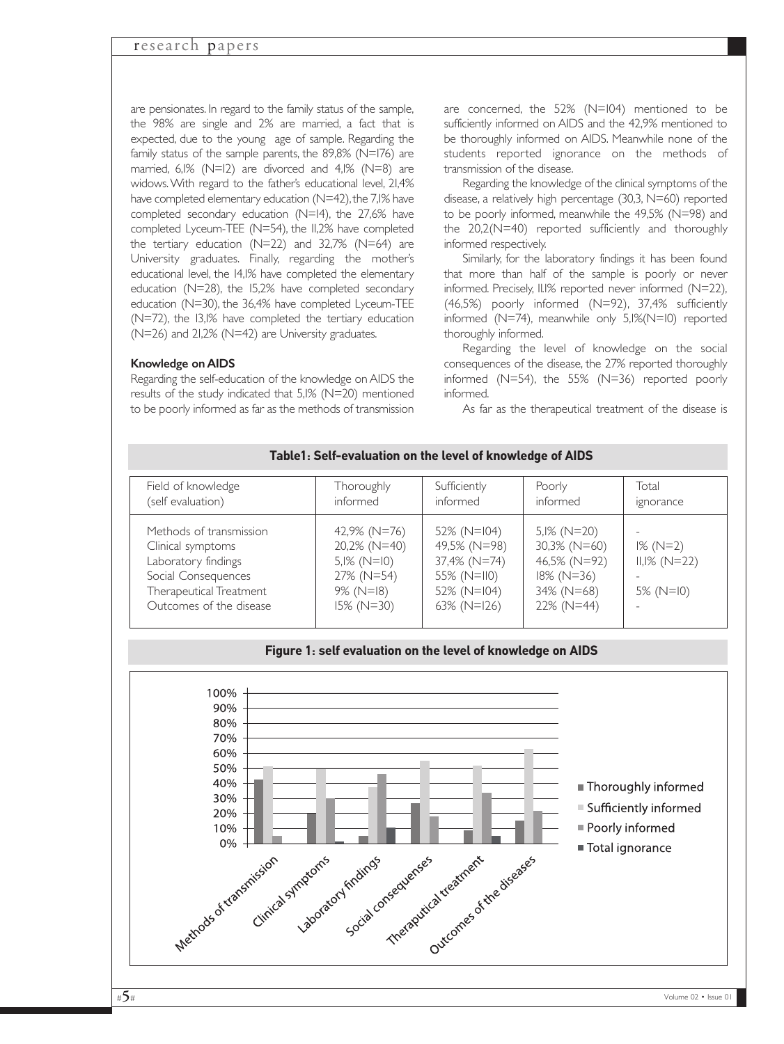are pensionates. In regard to the family status of the sample, the 98% are single and 2% are married, a fact that is expected, due to the young age of sample. Regarding the family status of the sample parents, the 89,8% (N=176) are married, 6,1% (N=12) are divorced and 4,1% (N=8) are widows. With regard to the father's educational level, 21,4% have completed elementary education (N=42), the 7,1% have completed secondary education (N=14), the 27,6% have completed Lyceum-TEE (N=54), the 11,2% have completed the tertiary education (N=22) and 32,7% (N=64) are University graduates. Finally, regarding the mother's educational level, the 14,1% have completed the elementary education (N=28), the 15,2% have completed secondary education (N=30), the 36,4% have completed Lyceum-TEE (N=72), the 13,1% have completed the tertiary education (N=26) and 21,2% (N=42) are University graduates.

**Knowledge on AIDS**

Regarding the self-education of the knowledge on AIDS the results of the study indicated that 5,1% (N=20) mentioned to be poorly informed as far as the methods of transmission are concerned, the 52% (N=104) mentioned to be sufficiently informed on AIDS and the 42,9% mentioned to be thoroughly informed on AIDS. Meanwhile none of the students reported ignorance on the methods of transmission of the disease.

Regarding the knowledge of the clinical symptoms of the disease, a relatively high percentage (30,3, N=60) reported to be poorly informed, meanwhile the 49,5% (N=98) and the 20,2(N=40) reported sufficiently and thoroughly informed respectively.

Similarly, for the laboratory findings it has been found that more than half of the sample is poorly or never informed. Precisely, 11.1% reported never informed (N=22), (46,5%) poorly informed (N=92), 37,4% sufficiently informed (N=74), meanwhile only 5,1%(N=10) reported thoroughly informed.

Regarding the level of knowledge on the social consequences of the disease, the 27% reported thoroughly informed (N=54), the 55% (N=36) reported poorly informed.

As far as the therapeutical treatment of the disease is

**Table1: Self-evaluation on the level of knowledge of AIDS**

| Field of knowledge (self evaluation) | Thoroughly informed | Sufficiently informed | Poorly informed | Total ignorance |
|---|---|---|---|---|
| Methods of transmission | 42,9% (N=76) | 52% (N=104) | 5,1% (N=20) | - |
| Clinical symptoms | 20,2% (N=40) | 49,5% (N=98) | 30,3% (N=60) | 1% (N=2) |
| Laboratory findings | 5,1% (N=10) | 37,4% (N=74) | 46,5% (N=92) | 11,1% (N=22) |
| Social Consequences | 27% (N=54) | 55% (N=110) | 18% (N=36) | - |
| Therapeutical Treatment | 9% (N=18) | 52% (N=104) | 34% (N=68) | 5% (N=10) |
| Outcomes of the disease | 15% (N=30) | 63% (N=126) | 22% (N=44) | - |

**Figure 1: self evaluation on the level of knowledge on AIDS**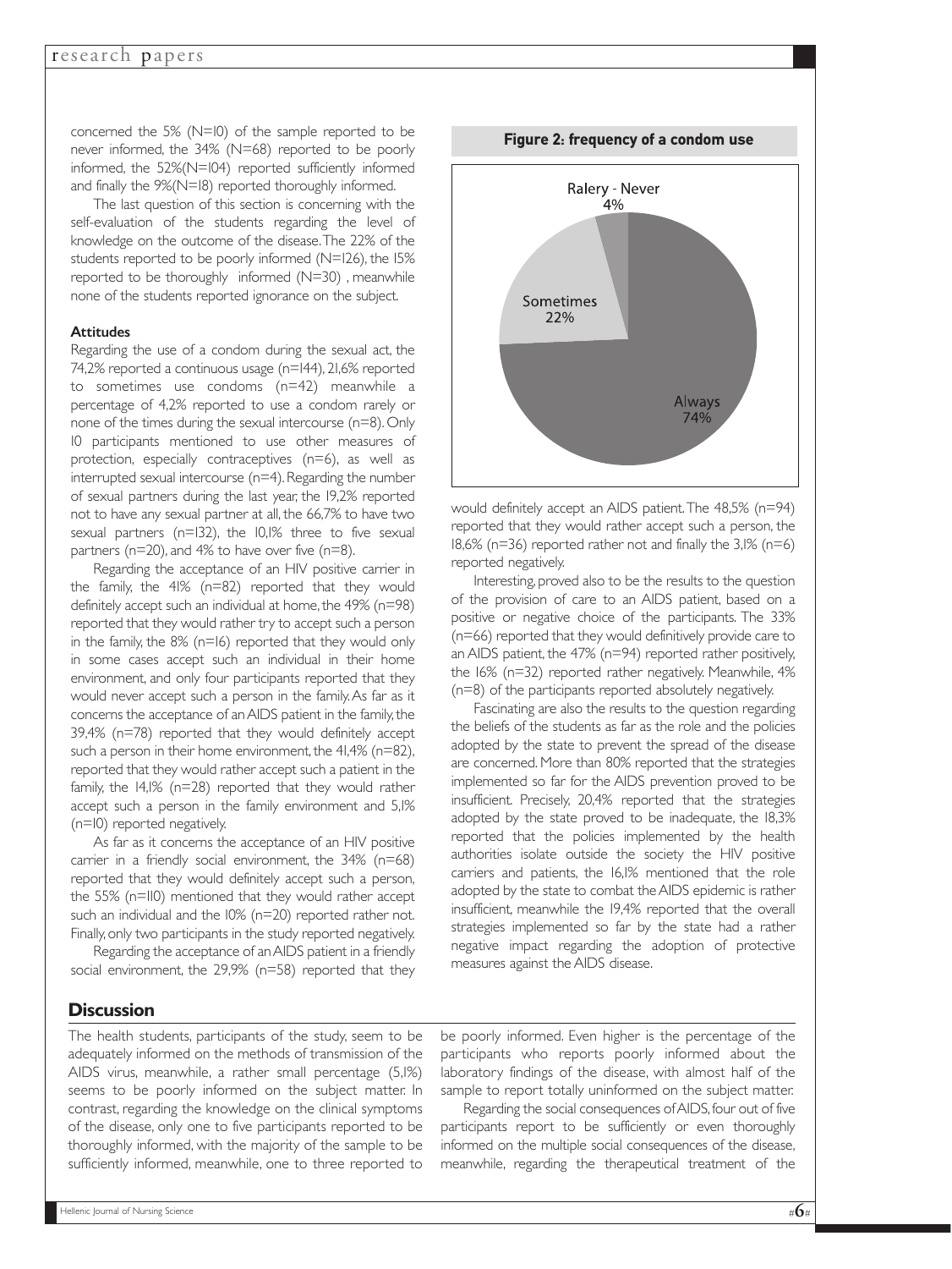concerned the 5% (N=10) of the sample reported to be never informed, the 34% (N=68) reported to be poorly informed, the 52%(N=104) reported sufficiently informed and finally the 9%(N=18) reported thoroughly informed.

The last question of this section is concerning with the self-evaluation of the students regarding the level of knowledge on the outcome of the disease. The 22% of the students reported to be poorly informed (N=126), the 15% reported to be thoroughly informed (N=30) , meanwhile none of the students reported ignorance on the subject.

**Attitudes**

Regarding the use of a condom during the sexual act, the 74,2% reported a continuous usage (n=144), 21,6% reported to sometimes use condoms (n=42) meanwhile a percentage of 4,2% reported to use a condom rarely or none of the times during the sexual intercourse (n=8). Only 10 participants mentioned to use other measures of protection, especially contraceptives (n=6), as well as interrupted sexual intercourse (n=4). Regarding the number of sexual partners during the last year, the 19,2% reported not to have any sexual partner at all, the 66,7% to have two sexual partners (n=132), the 10,1% three to five sexual partners (n=20), and 4% to have over five (n=8).

Regarding the acceptance of an HIV positive carrier in the family, the 41% (n=82) reported that they would definitely accept such an individual at home, the 49% (n=98) reported that they would rather try to accept such a person in the family, the 8% (n=16) reported that they would only in some cases accept such an individual in their home environment, and only four participants reported that they would never accept such a person in the family. As far as it concerns the acceptance of an AIDS patient in the family, the 39,4% (n=78) reported that they would definitely accept such a person in their home environment, the 41,4% (n=82), reported that they would rather accept such a patient in the family, the 14,1% (n=28) reported that they would rather accept such a person in the family environment and 5,1% (n=10) reported negatively.

As far as it concerns the acceptance of an HIV positive carrier in a friendly social environment, the 34% (n=68) reported that they would definitely accept such a person, the 55% (n=110) mentioned that they would rather accept such an individual and the 10% (n=20) reported rather not. Finally, only two participants in the study reported negatively.

Regarding the acceptance of an AIDS patient in a friendly social environment, the 29,9% (n=58) reported that they would definitely accept an AIDS patient. The 48,5% (n=94) reported that they would rather accept such a person, the 18,6% (n=36) reported rather not and finally the 3,1% (n=6) reported negatively.

**Figure 2: frequency of a condom use**

| Category | Percentage |
|---|---|
| Always | 74% |
| Sometimes | 22% |
| Ralery - Never | 4% |

Interesting, proved also to be the results to the question of the provision of care to an AIDS patient, based on a positive or negative choice of the participants. The 33% (n=66) reported that they would definitively provide care to an AIDS patient, the 47% (n=94) reported rather positively, the 16% (n=32) reported rather negatively. Meanwhile, 4% (n=8) of the participants reported absolutely negatively.

Fascinating are also the results to the question regarding the beliefs of the students as far as the role and the policies adopted by the state to prevent the spread of the disease are concerned. More than 80% reported that the strategies implemented so far for the AIDS prevention proved to be insufficient. Precisely, 20,4% reported that the strategies adopted by the state proved to be inadequate, the 18,3% reported that the policies implemented by the health authorities isolate outside the society the HIV positive carriers and patients, the 16,1% mentioned that the role adopted by the state to combat the AIDS epidemic is rather insufficient, meanwhile the 19,4% reported that the overall strategies implemented so far by the state had a rather negative impact regarding the adoption of protective measures against the AIDS disease.

## Discussion

The health students, participants of the study, seem to be adequately informed on the methods of transmission of the AIDS virus, meanwhile, a rather small percentage (5,1%) seems to be poorly informed on the subject matter. In contrast, regarding the knowledge on the clinical symptoms of the disease, only one to five participants reported to be thoroughly informed, with the majority of the sample to be sufficiently informed, meanwhile, one to three reported to be poorly informed. Even higher is the percentage of the participants who reports poorly informed about the laboratory findings of the disease, with almost half of the sample to report totally uninformed on the subject matter.

Regarding the social consequences of AIDS, four out of five participants report to be sufficiently or even thoroughly informed on the multiple social consequences of the disease, meanwhile, regarding the therapeutical treatment of the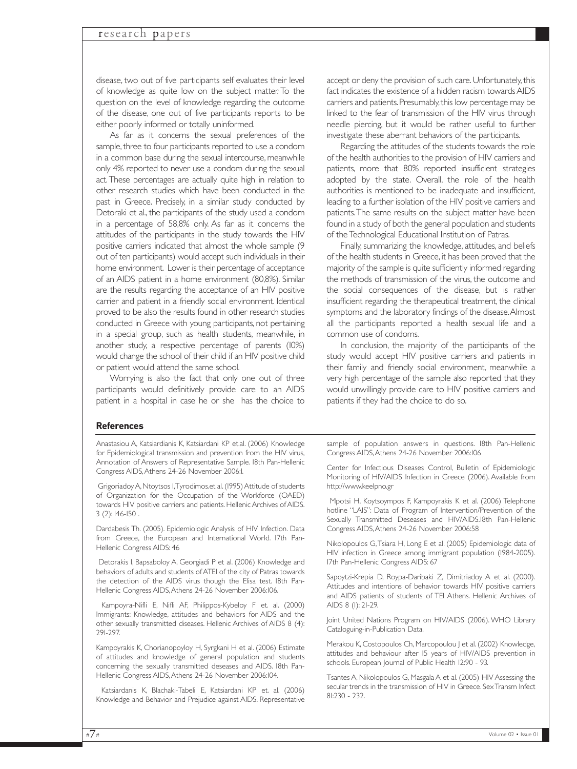disease, two out of five participants self evaluates their level of knowledge as quite low on the subject matter. To the question on the level of knowledge regarding the outcome of the disease, one out of five participants reports to be either poorly informed or totally uninformed.

As far as it concerns the sexual preferences of the sample, three to four participants reported to use a condom in a common base during the sexual intercourse, meanwhile only 4% reported to never use a condom during the sexual act. These percentages are actually quite high in relation to other research studies which have been conducted in the past in Greece. Precisely, in a similar study conducted by Detoraki et al., the participants of the study used a condom in a percentage of 58,8% only. As far as it concerns the attitudes of the participants in the study towards the HIV positive carriers indicated that almost the whole sample (9 out of ten participants) would accept such individuals in their home environment. Lower is their percentage of acceptance of an AIDS patient in a home environment (80,8%). Similar are the results regarding the acceptance of an HIV positive carrier and patient in a friendly social environment. Identical proved to be also the results found in other research studies conducted in Greece with young participants, not pertaining in a special group, such as health students, meanwhile, in another study, a respective percentage of parents (10%) would change the school of their child if an HIV positive child or patient would attend the same school.

Worrying is also the fact that only one out of three participants would definitively provide care to an AIDS patient in a hospital in case he or she has the choice to accept or deny the provision of such care. Unfortunately, this fact indicates the existence of a hidden racism towards AIDS carriers and patients. Presumably, this low percentage may be linked to the fear of transmission of the HIV virus through needle piercing, but it would be rather useful to further investigate these aberrant behaviors of the participants.

Regarding the attitudes of the students towards the role of the health authorities to the provision of HIV carriers and patients, more that 80% reported insufficient strategies adopted by the state. Overall, the role of the health authorities is mentioned to be inadequate and insufficient, leading to a further isolation of the HIV positive carriers and patients. The same results on the subject matter have been found in a study of both the general population and students of the Technological Educational Institution of Patras.

Finally, summarizing the knowledge, attitudes, and beliefs of the health students in Greece, it has been proved that the majority of the sample is quite sufficiently informed regarding the methods of transmission of the virus, the outcome and the social consequences of the disease, but is rather insufficient regarding the therapeutical treatment, the clinical symptoms and the laboratory findings of the disease. Almost all the participants reported a health sexual life and a common use of condoms.

In conclusion, the majority of the participants of the study would accept HIV positive carriers and patients in their family and friendly social environment, meanwhile a very high percentage of the sample also reported that they would unwillingly provide care to HIV positive carriers and patients if they had the choice to do so.

## References

Anastasiou A, Katsiardianis K, Katsiardani KP et.al. (2006) Knowledge for Epidemiological transmission and prevention from the HIV virus, Annotation of Answers of Representative Sample. 18th Pan-Hellenic Congress AIDS, Athens 24-26 November 2006:1.

Grigoriadoy A, Ntoytsos I, Tyrodimos.et al. (1995) Attitude of students of Organization for the Occupation of the Workforce (OAED) towards HIV positive carriers and patients. Hellenic Archives of AIDS. 3 (2): 146-150 .

Dardabesis Th. (2005). Epidemiologic Analysis of HIV Infection. Data from Greece, the European and International World. 17th Pan-Hellenic Congress AIDS: 46

Detorakis I, Bapsaboloy A, Georgiadi P et al. (2006) Knowledge and behaviors of adults and students of ATEI of the city of Patras towards the detection of the AIDS virus though the Elisa test. 18th Pan-Hellenic Congress AIDS, Athens 24-26 November 2006:106.

Kampoyra-Nifli E, Nifli AF, Philippos-Kybeloy F et. al. (2000) Immigrants: Knowledge, attitudes and behaviors for AIDS and the other sexually transmitted diseases. Hellenic Archives of AIDS 8 (4): 291-297.

Kampoyrakis K, Chorianopoyloy H, Syrgkani H et al. (2006) Estimate of attitudes and knowledge of general population and students concerning the sexually transmitted deseases and AIDS. 18th Pan-Hellenic Congress AIDS, Athens 24-26 November 2006:104.

Katsiardanis K, Blachaki-Tabeli E, Katsiardani KP et. al. (2006) Knowledge and Behavior and Prejudice against AIDS. Representative sample of population answers in questions. 18th Pan-Hellenic Congress AIDS, Athens 24-26 November 2006:106

Center for Infectious Diseases Control, Bulletin of Epidemiologic Monitoring of HIV/AIDS Infection in Greece (2006). Available from http://www.keelpno.gr

Mpotsi H, Koytsoympos F, Kampoyrakis K et al. (2006) Telephone hotline "LAIS": Data of Program of Intervention/Prevention of the Sexually Transmitted Deseases and HIV/AIDS.18th Pan-Hellenic Congress AIDS, Athens 24-26 November 2006:58

Nikolopoulos G, Tsiara H, Long E et al. (2005) Epidemiologic data of HIV infection in Greece among immigrant population (1984-2005). 17th Pan-Hellenic Congress AIDS: 67

Sapoytzi-Krepia D, Roypa-Daribaki Z, Dimitriadoy A et al. (2000). Attitudes and intentions of behavior towards HIV positive carriers and AIDS patients of students of TEI Athens. Hellenic Archives of AIDS 8 (1): 21-29.

Joint United Nations Program on HIV/AIDS (2006). WHO Library Cataloguing-in-Publication Data.

Merakou K, Costopoulos Ch, Marcopoulou J et al. (2002) Knowledge, attitudes and behaviour after 15 years of HIV/AIDS prevention in schools. European Journal of Public Health 12:90 - 93.

Tsantes A, Nikolopoulos G, Masgala A et al. (2005) HIV Assessing the secular trends in the transmission of HIV in Greece. Sex Transm Infect 81:230 - 232.